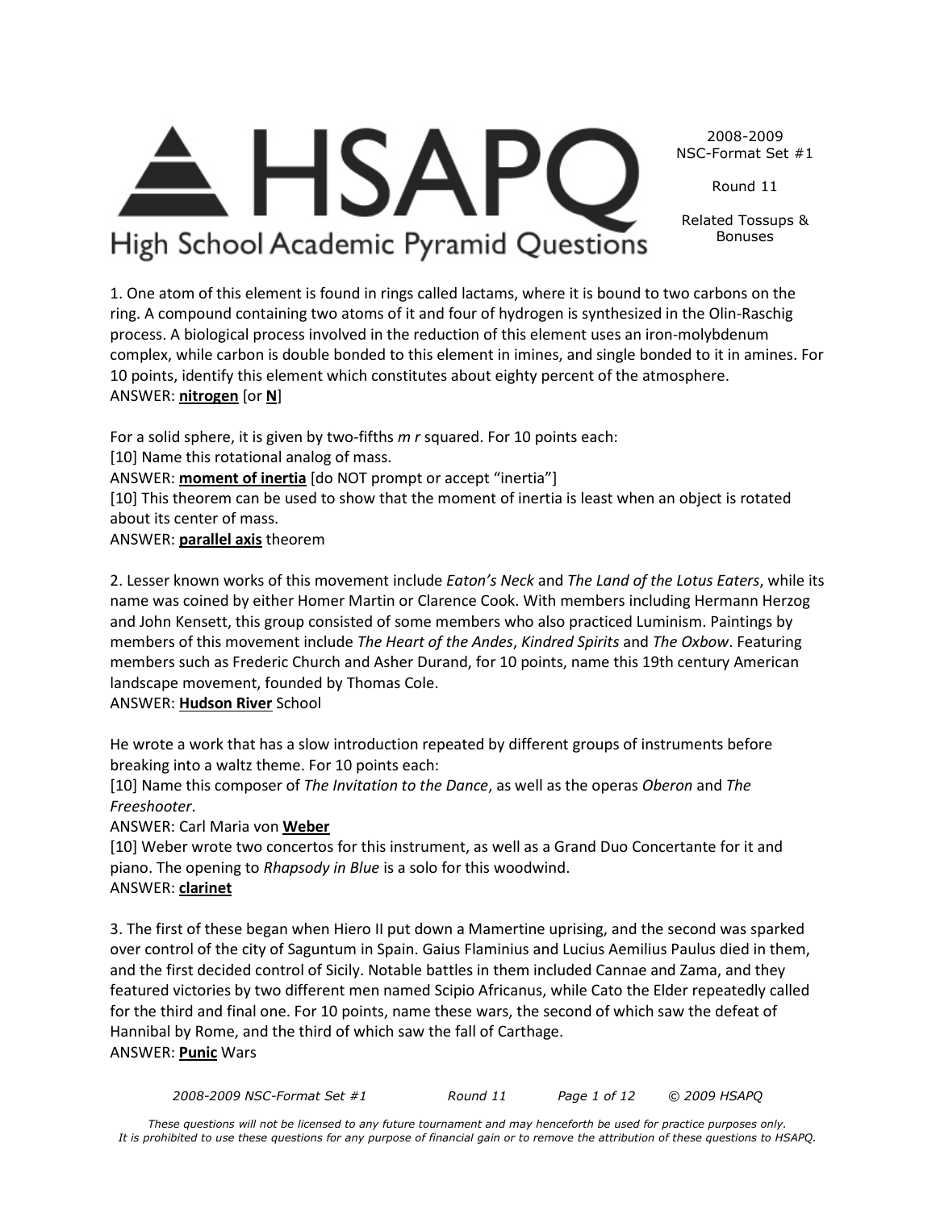# HSAPQ

## High School Academic Pyramid Questions

2008-2009
NSC-Format Set #1

Round 11

Related Tossups & Bonuses

1. One atom of this element is found in rings called lactams, where it is bound to two carbons on the ring. A compound containing two atoms of it and four of hydrogen is synthesized in the Olin-Raschig process. A biological process involved in the reduction of this element uses an iron-molybdenum complex, while carbon is double bonded to this element in imines, and single bonded to it in amines. For 10 points, identify this element which constitutes about eighty percent of the atmosphere.
ANSWER: **nitrogen** [or **N**]

For a solid sphere, it is given by two-fifths *m r* squared. For 10 points each:
[10] Name this rotational analog of mass.
ANSWER: **moment of inertia** [do NOT prompt or accept "inertia"]
[10] This theorem can be used to show that the moment of inertia is least when an object is rotated about its center of mass.
ANSWER: **parallel axis** theorem

2. Lesser known works of this movement include *Eaton's Neck* and *The Land of the Lotus Eaters*, while its name was coined by either Homer Martin or Clarence Cook. With members including Hermann Herzog and John Kensett, this group consisted of some members who also practiced Luminism. Paintings by members of this movement include *The Heart of the Andes*, *Kindred Spirits* and *The Oxbow*. Featuring members such as Frederic Church and Asher Durand, for 10 points, name this 19th century American landscape movement, founded by Thomas Cole.
ANSWER: **Hudson River** School

He wrote a work that has a slow introduction repeated by different groups of instruments before breaking into a waltz theme. For 10 points each:
[10] Name this composer of *The Invitation to the Dance*, as well as the operas *Oberon* and *The Freeshooter*.
ANSWER: Carl Maria von **Weber**
[10] Weber wrote two concertos for this instrument, as well as a Grand Duo Concertante for it and piano. The opening to *Rhapsody in Blue* is a solo for this woodwind.
ANSWER: **clarinet**

3. The first of these began when Hiero II put down a Mamertine uprising, and the second was sparked over control of the city of Saguntum in Spain. Gaius Flaminius and Lucius Aemilius Paulus died in them, and the first decided control of Sicily. Notable battles in them included Cannae and Zama, and they featured victories by two different men named Scipio Africanus, while Cato the Elder repeatedly called for the third and final one. For 10 points, name these wars, the second of which saw the defeat of Hannibal by Rome, and the third of which saw the fall of Carthage.
ANSWER: **Punic** Wars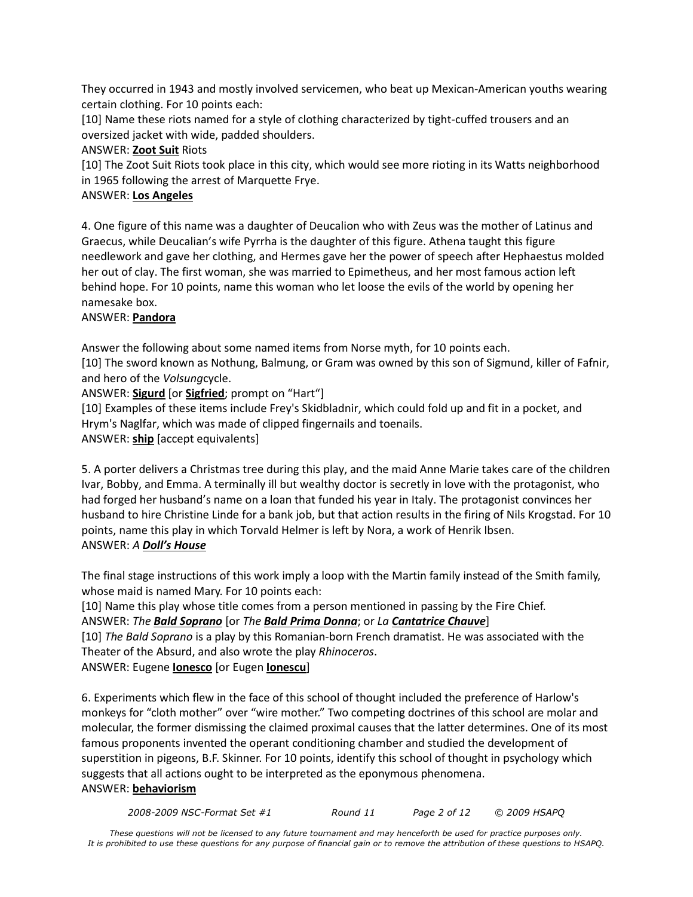They occurred in 1943 and mostly involved servicemen, who beat up Mexican-American youths wearing certain clothing. For 10 points each:

[10] Name these riots named for a style of clothing characterized by tight-cuffed trousers and an oversized jacket with wide, padded shoulders.

ANSWER: **Zoot Suit** Riots

[10] The Zoot Suit Riots took place in this city, which would see more rioting in its Watts neighborhood in 1965 following the arrest of Marquette Frye.

ANSWER: **Los Angeles**

4. One figure of this name was a daughter of Deucalion who with Zeus was the mother of Latinus and Graecus, while Deucalian's wife Pyrrha is the daughter of this figure. Athena taught this figure needlework and gave her clothing, and Hermes gave her the power of speech after Hephaestus molded her out of clay. The first woman, she was married to Epimetheus, and her most famous action left behind hope. For 10 points, name this woman who let loose the evils of the world by opening her namesake box.

ANSWER: **Pandora**

Answer the following about some named items from Norse myth, for 10 points each.

[10] The sword known as Nothung, Balmung, or Gram was owned by this son of Sigmund, killer of Fafnir, and hero of the *Volsung*cycle.

ANSWER: **Sigurd** [or **Sigfried**; prompt on "Hart"]

[10] Examples of these items include Frey's Skidbladnir, which could fold up and fit in a pocket, and Hrym's Naglfar, which was made of clipped fingernails and toenails.

ANSWER: **ship** [accept equivalents]

5. A porter delivers a Christmas tree during this play, and the maid Anne Marie takes care of the children Ivar, Bobby, and Emma. A terminally ill but wealthy doctor is secretly in love with the protagonist, who had forged her husband's name on a loan that funded his year in Italy. The protagonist convinces her husband to hire Christine Linde for a bank job, but that action results in the firing of Nils Krogstad. For 10 points, name this play in which Torvald Helmer is left by Nora, a work of Henrik Ibsen.

ANSWER: *A **Doll's House***

The final stage instructions of this work imply a loop with the Martin family instead of the Smith family, whose maid is named Mary. For 10 points each:

[10] Name this play whose title comes from a person mentioned in passing by the Fire Chief.

ANSWER: *The **Bald Soprano*** [or *The **Bald Prima Donna***; or *La **Cantatrice Chauve***]

[10] *The Bald Soprano* is a play by this Romanian-born French dramatist. He was associated with the Theater of the Absurd, and also wrote the play *Rhinoceros*.

ANSWER: Eugene **Ionesco** [or Eugen **Ionescu**]

6. Experiments which flew in the face of this school of thought included the preference of Harlow's monkeys for "cloth mother" over "wire mother." Two competing doctrines of this school are molar and molecular, the former dismissing the claimed proximal causes that the latter determines. One of its most famous proponents invented the operant conditioning chamber and studied the development of superstition in pigeons, B.F. Skinner. For 10 points, identify this school of thought in psychology which suggests that all actions ought to be interpreted as the eponymous phenomena.

ANSWER: **behaviorism**

*These questions will not be licensed to any future tournament and may henceforth be used for practice purposes only. It is prohibited to use these questions for any purpose of financial gain or to remove the attribution of these questions to HSAPQ.*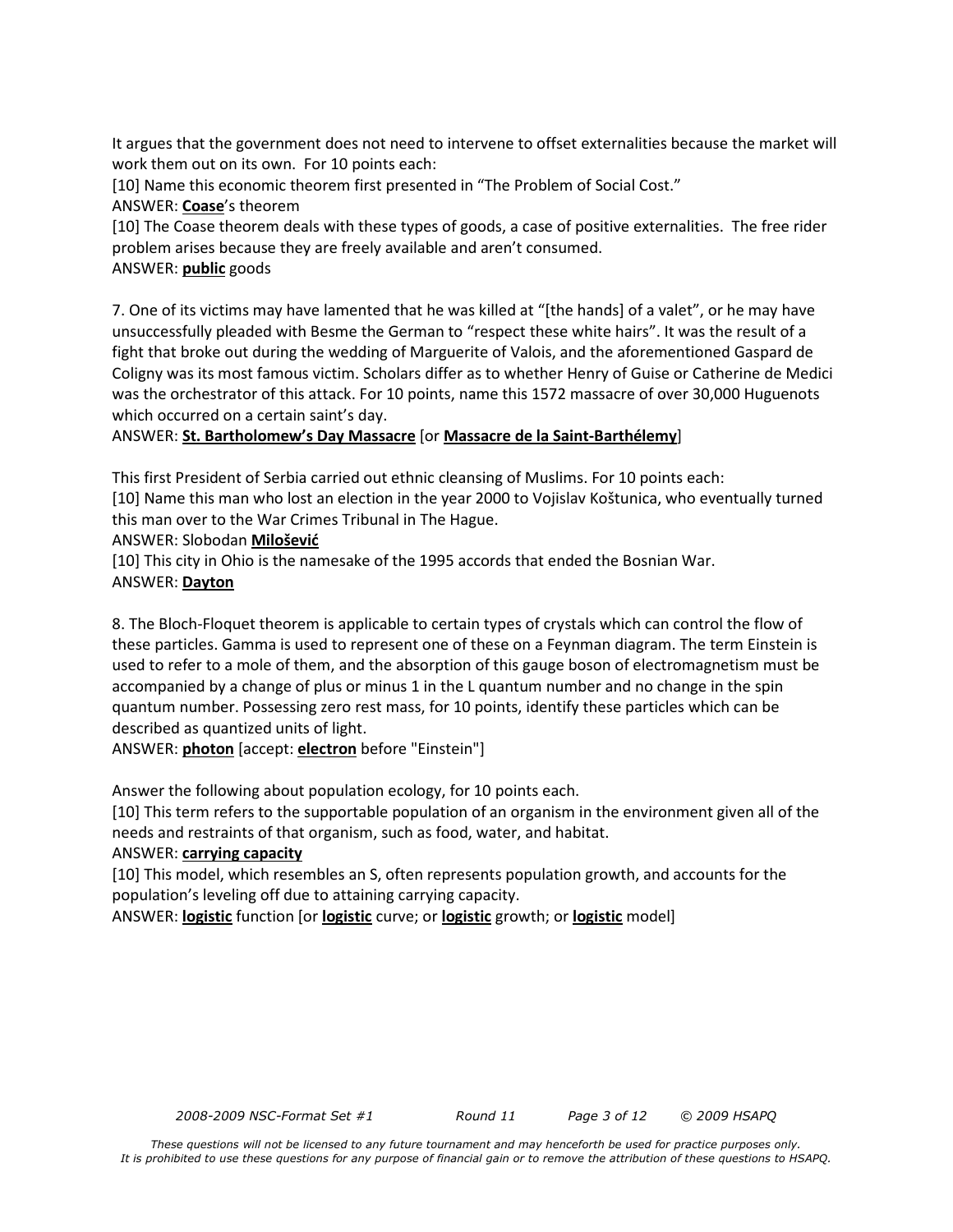It argues that the government does not need to intervene to offset externalities because the market will work them out on its own. For 10 points each:

[10] Name this economic theorem first presented in "The Problem of Social Cost."

ANSWER: **Coase**'s theorem

[10] The Coase theorem deals with these types of goods, a case of positive externalities. The free rider problem arises because they are freely available and aren't consumed.

ANSWER: **public** goods

7. One of its victims may have lamented that he was killed at "[the hands] of a valet", or he may have unsuccessfully pleaded with Besme the German to "respect these white hairs". It was the result of a fight that broke out during the wedding of Marguerite of Valois, and the aforementioned Gaspard de Coligny was its most famous victim. Scholars differ as to whether Henry of Guise or Catherine de Medici was the orchestrator of this attack. For 10 points, name this 1572 massacre of over 30,000 Huguenots which occurred on a certain saint's day.

ANSWER: **St. Bartholomew's Day Massacre** [or **Massacre de la Saint-Barthélemy**]

This first President of Serbia carried out ethnic cleansing of Muslims. For 10 points each:

[10] Name this man who lost an election in the year 2000 to Vojislav Koštunica, who eventually turned this man over to the War Crimes Tribunal in The Hague.

ANSWER: Slobodan **Milošević**

[10] This city in Ohio is the namesake of the 1995 accords that ended the Bosnian War.

ANSWER: **Dayton**

8. The Bloch-Floquet theorem is applicable to certain types of crystals which can control the flow of these particles. Gamma is used to represent one of these on a Feynman diagram. The term Einstein is used to refer to a mole of them, and the absorption of this gauge boson of electromagnetism must be accompanied by a change of plus or minus 1 in the L quantum number and no change in the spin quantum number. Possessing zero rest mass, for 10 points, identify these particles which can be described as quantized units of light.

ANSWER: **photon** [accept: **electron** before "Einstein"]

Answer the following about population ecology, for 10 points each.

[10] This term refers to the supportable population of an organism in the environment given all of the needs and restraints of that organism, such as food, water, and habitat.

ANSWER: **carrying capacity**

[10] This model, which resembles an S, often represents population growth, and accounts for the population's leveling off due to attaining carrying capacity.

ANSWER: **logistic** function [or **logistic** curve; or **logistic** growth; or **logistic** model]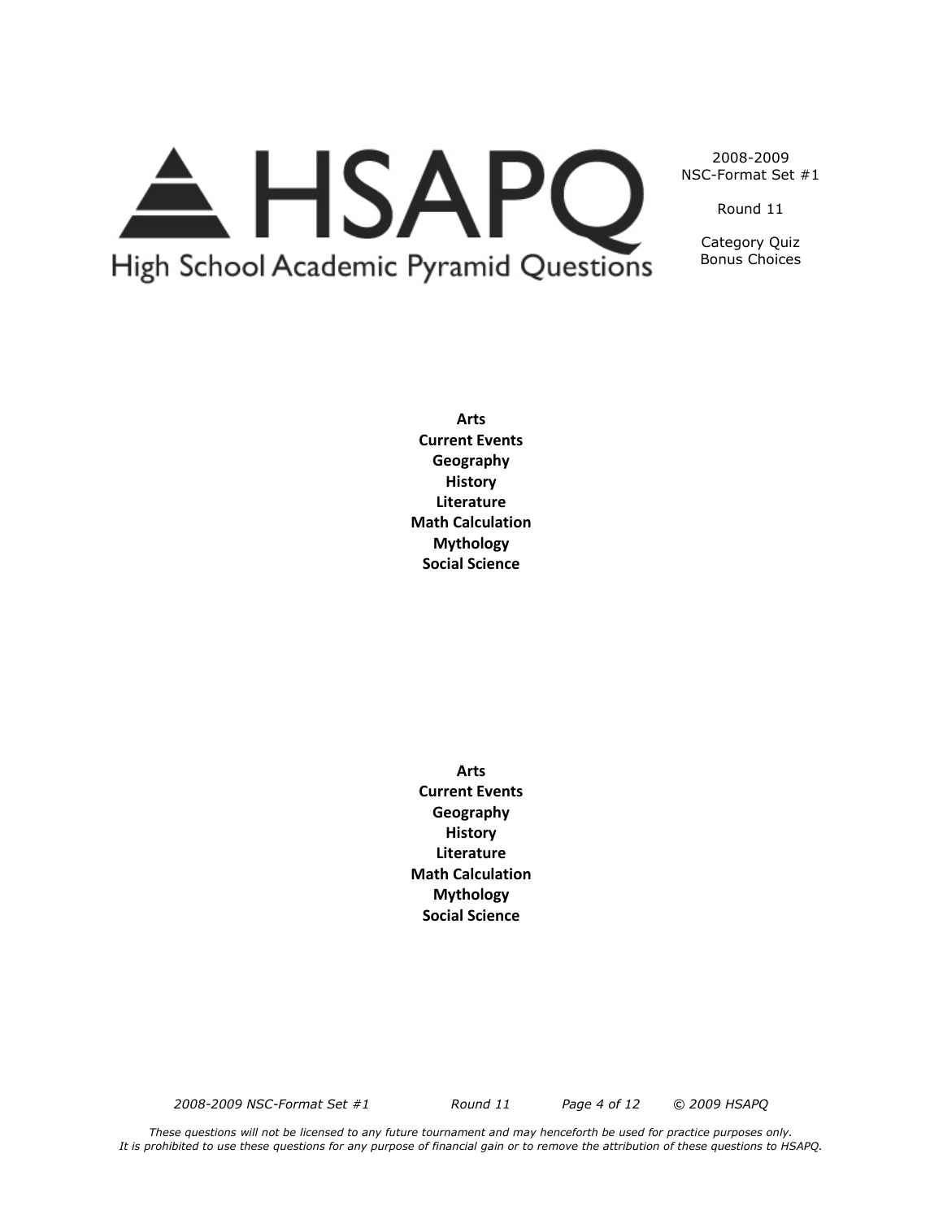# HSAPQ

High School Academic Pyramid Questions

2008-2009
NSC-Format Set #1

Round 11

Category Quiz
Bonus Choices

**Arts**
**Current Events**
**Geography**
**History**
**Literature**
**Math Calculation**
**Mythology**
**Social Science**

**Arts**
**Current Events**
**Geography**
**History**
**Literature**
**Math Calculation**
**Mythology**
**Social Science**

*These questions will not be licensed to any future tournament and may henceforth be used for practice purposes only.*
*It is prohibited to use these questions for any purpose of financial gain or to remove the attribution of these questions to HSAPQ.*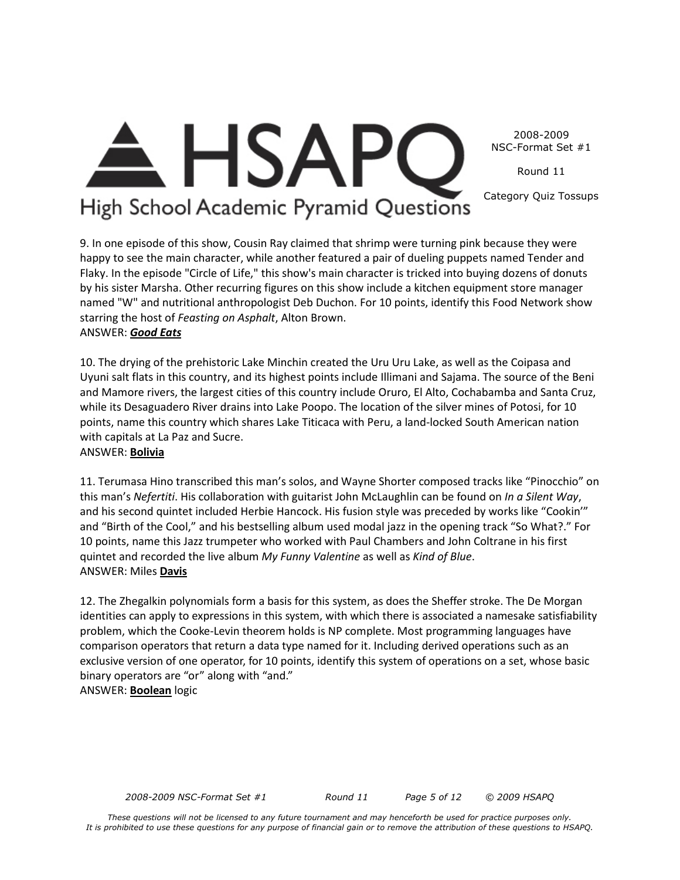9. In one episode of this show, Cousin Ray claimed that shrimp were turning pink because they were happy to see the main character, while another featured a pair of dueling puppets named Tender and Flaky. In the episode "Circle of Life," this show's main character is tricked into buying dozens of donuts by his sister Marsha. Other recurring figures on this show include a kitchen equipment store manager named "W" and nutritional anthropologist Deb Duchon. For 10 points, identify this Food Network show starring the host of *Feasting on Asphalt*, Alton Brown.
ANSWER: ***Good Eats***

10. The drying of the prehistoric Lake Minchin created the Uru Uru Lake, as well as the Coipasa and Uyuni salt flats in this country, and its highest points include Illimani and Sajama. The source of the Beni and Mamore rivers, the largest cities of this country include Oruro, El Alto, Cochabamba and Santa Cruz, while its Desaguadero River drains into Lake Poopo. The location of the silver mines of Potosi, for 10 points, name this country which shares Lake Titicaca with Peru, a land-locked South American nation with capitals at La Paz and Sucre.
ANSWER: **Bolivia**

11. Terumasa Hino transcribed this man's solos, and Wayne Shorter composed tracks like "Pinocchio" on this man's *Nefertiti*. His collaboration with guitarist John McLaughlin can be found on *In a Silent Way*, and his second quintet included Herbie Hancock. His fusion style was preceded by works like "Cookin'" and "Birth of the Cool," and his bestselling album used modal jazz in the opening track "So What?." For 10 points, name this Jazz trumpeter who worked with Paul Chambers and John Coltrane in his first quintet and recorded the live album *My Funny Valentine* as well as *Kind of Blue*.
ANSWER: Miles **Davis**

12. The Zhegalkin polynomials form a basis for this system, as does the Sheffer stroke. The De Morgan identities can apply to expressions in this system, with which there is associated a namesake satisfiability problem, which the Cooke-Levin theorem holds is NP complete. Most programming languages have comparison operators that return a data type named for it. Including derived operations such as an exclusive version of one operator, for 10 points, identify this system of operations on a set, whose basic binary operators are "or" along with "and."
ANSWER: **Boolean** logic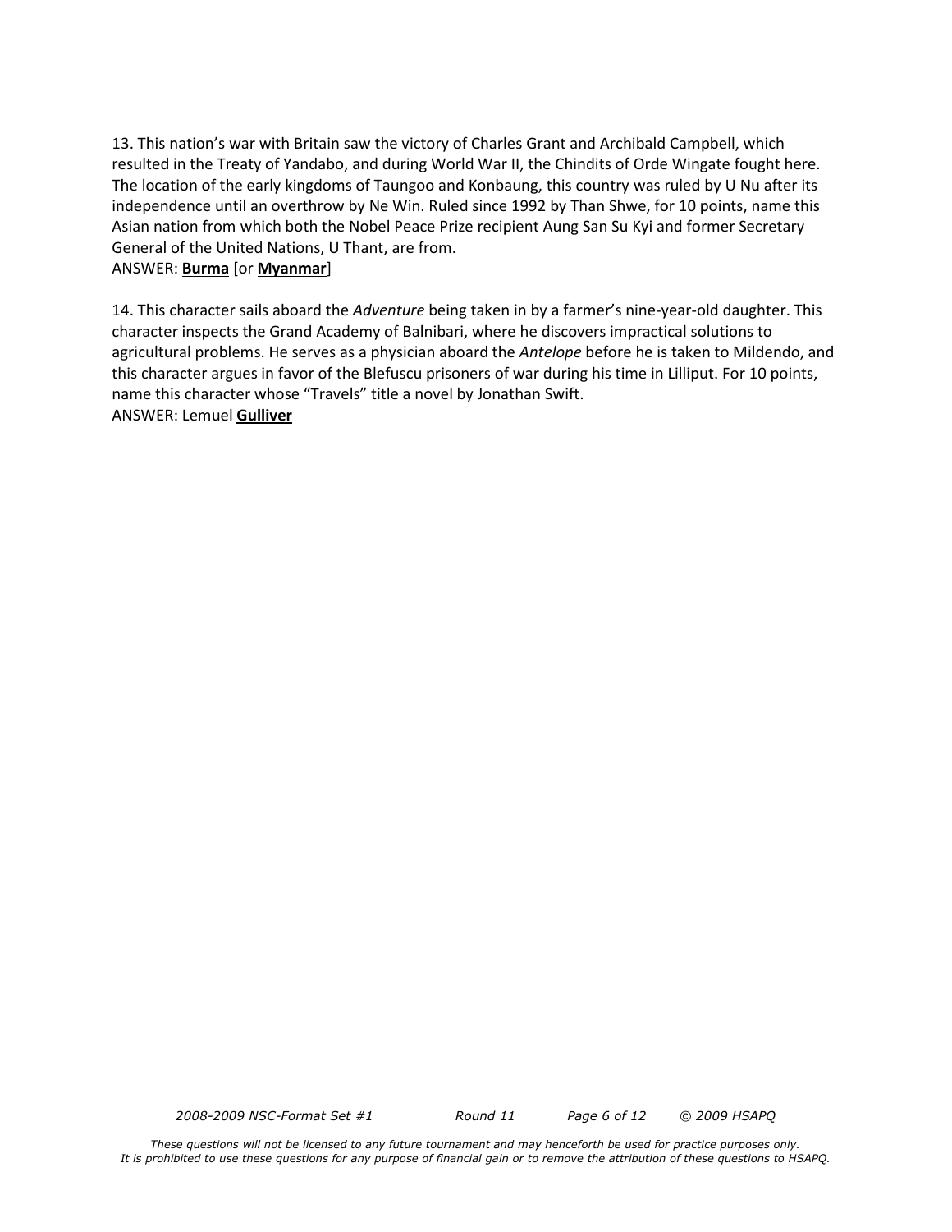13. This nation's war with Britain saw the victory of Charles Grant and Archibald Campbell, which resulted in the Treaty of Yandabo, and during World War II, the Chindits of Orde Wingate fought here. The location of the early kingdoms of Taungoo and Konbaung, this country was ruled by U Nu after its independence until an overthrow by Ne Win. Ruled since 1992 by Than Shwe, for 10 points, name this Asian nation from which both the Nobel Peace Prize recipient Aung San Su Kyi and former Secretary General of the United Nations, U Thant, are from.
ANSWER: **Burma** [or **Myanmar**]

14. This character sails aboard the *Adventure* being taken in by a farmer's nine-year-old daughter. This character inspects the Grand Academy of Balnibari, where he discovers impractical solutions to agricultural problems. He serves as a physician aboard the *Antelope* before he is taken to Mildendo, and this character argues in favor of the Blefuscu prisoners of war during his time in Lilliput. For 10 points, name this character whose "Travels" title a novel by Jonathan Swift.
ANSWER: Lemuel **Gulliver**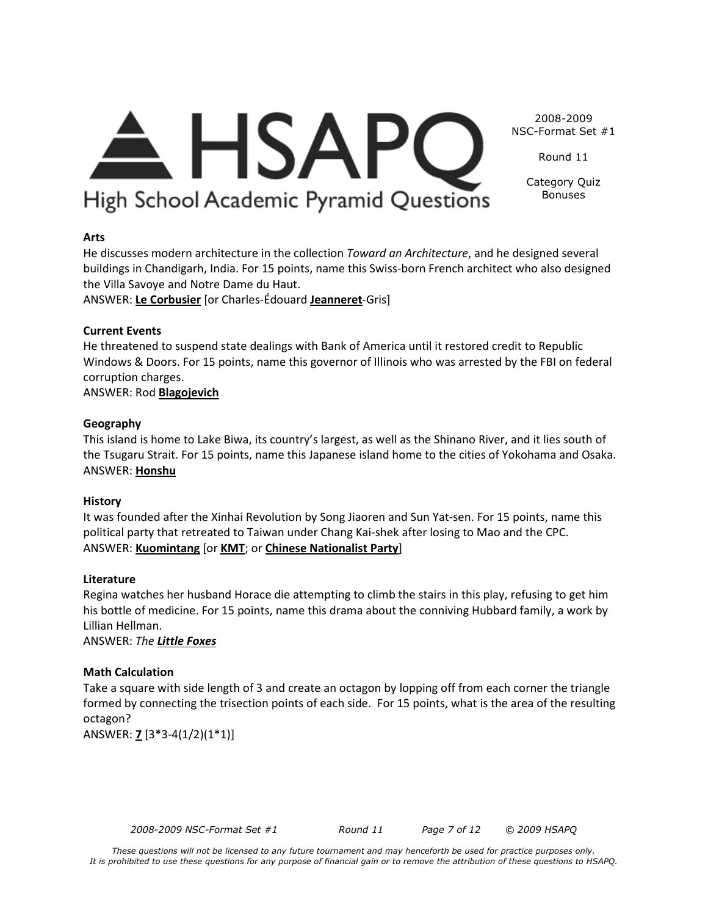# HSAPQ

High School Academic Pyramid Questions

2008-2009
NSC-Format Set #1

Round 11

Category Quiz
Bonuses

**Arts**

He discusses modern architecture in the collection *Toward an Architecture*, and he designed several buildings in Chandigarh, India. For 15 points, name this Swiss-born French architect who also designed the Villa Savoye and Notre Dame du Haut.

ANSWER: **Le Corbusier** [or Charles-Édouard **Jeanneret**-Gris]

**Current Events**

He threatened to suspend state dealings with Bank of America until it restored credit to Republic Windows & Doors. For 15 points, name this governor of Illinois who was arrested by the FBI on federal corruption charges.

ANSWER: Rod **Blagojevich**

**Geography**

This island is home to Lake Biwa, its country's largest, as well as the Shinano River, and it lies south of the Tsugaru Strait. For 15 points, name this Japanese island home to the cities of Yokohama and Osaka.

ANSWER: **Honshu**

**History**

It was founded after the Xinhai Revolution by Song Jiaoren and Sun Yat-sen. For 15 points, name this political party that retreated to Taiwan under Chang Kai-shek after losing to Mao and the CPC.

ANSWER: **Kuomintang** [or **KMT**; or **Chinese Nationalist Party**]

**Literature**

Regina watches her husband Horace die attempting to climb the stairs in this play, refusing to get him his bottle of medicine. For 15 points, name this drama about the conniving Hubbard family, a work by Lillian Hellman.

ANSWER: *The* ***Little Foxes***

**Math Calculation**

Take a square with side length of 3 and create an octagon by lopping off from each corner the triangle formed by connecting the trisection points of each side. For 15 points, what is the area of the resulting octagon?

ANSWER: **7** [$3*3-4(1/2)(1*1)$]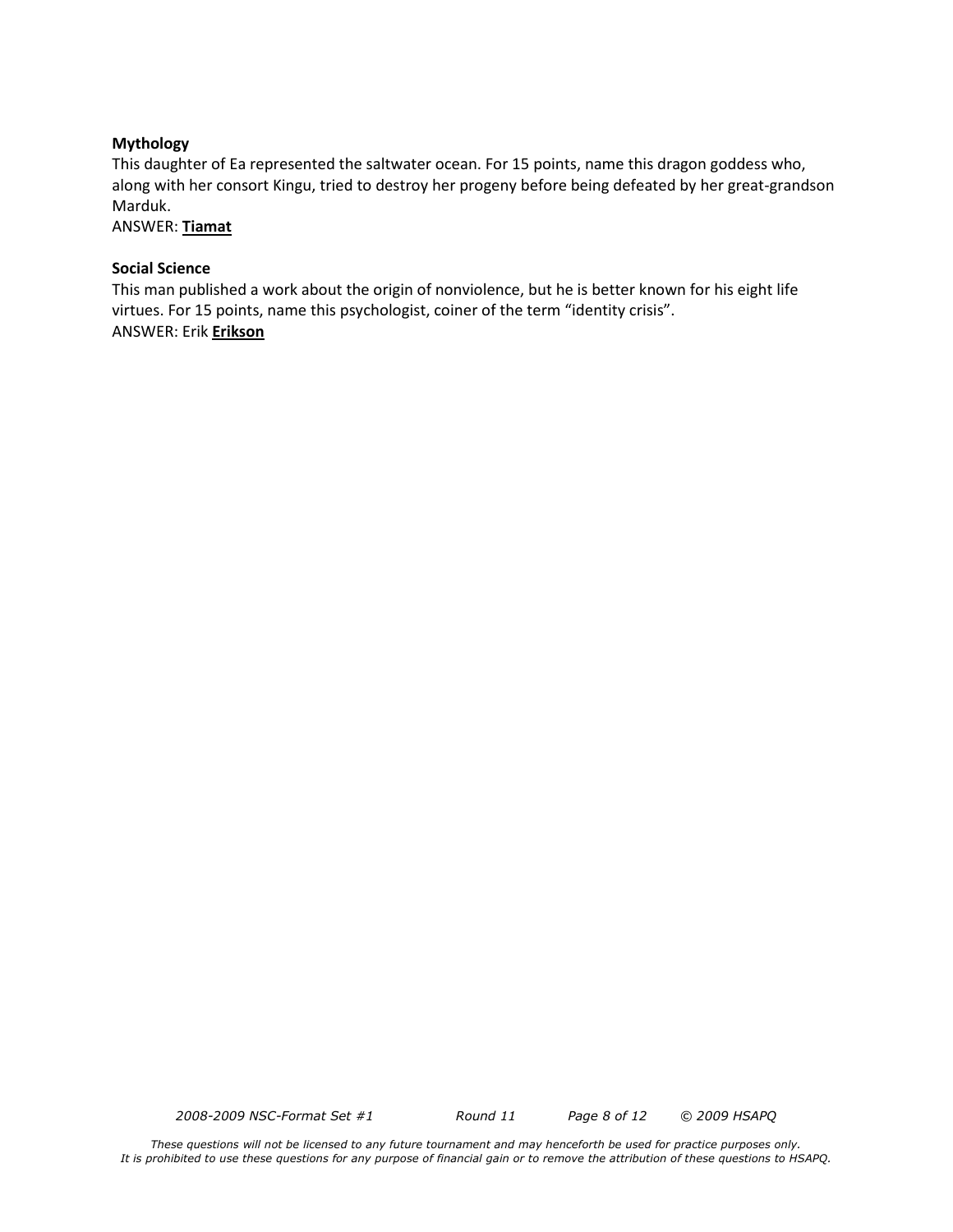**Mythology**

This daughter of Ea represented the saltwater ocean. For 15 points, name this dragon goddess who, along with her consort Kingu, tried to destroy her progeny before being defeated by her great-grandson Marduk.

ANSWER: **Tiamat**

**Social Science**

This man published a work about the origin of nonviolence, but he is better known for his eight life virtues. For 15 points, name this psychologist, coiner of the term “identity crisis”.

ANSWER: Erik **Erikson**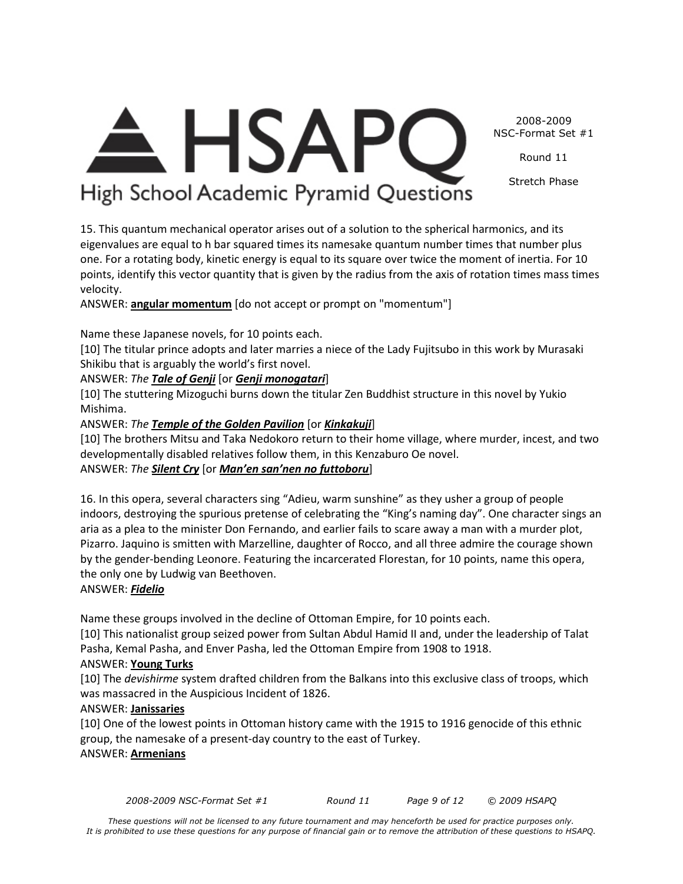15. This quantum mechanical operator arises out of a solution to the spherical harmonics, and its eigenvalues are equal to h bar squared times its namesake quantum number times that number plus one. For a rotating body, kinetic energy is equal to its square over twice the moment of inertia. For 10 points, identify this vector quantity that is given by the radius from the axis of rotation times mass times velocity.

ANSWER: **angular momentum** [do not accept or prompt on "momentum"]

Name these Japanese novels, for 10 points each.

[10] The titular prince adopts and later marries a niece of the Lady Fujitsubo in this work by Murasaki Shikibu that is arguably the world's first novel.

ANSWER: *The **Tale of Genji*** [or ***Genji monogatari***]

[10] The stuttering Mizoguchi burns down the titular Zen Buddhist structure in this novel by Yukio Mishima.

ANSWER: *The **Temple of the Golden Pavilion*** [or ***Kinkakuji***]

[10] The brothers Mitsu and Taka Nedokoro return to their home village, where murder, incest, and two developmentally disabled relatives follow them, in this Kenzaburo Oe novel.

ANSWER: *The **Silent Cry*** [or ***Man'en san'nen no futtoboru***]

16. In this opera, several characters sing "Adieu, warm sunshine" as they usher a group of people indoors, destroying the spurious pretense of celebrating the "King's naming day". One character sings an aria as a plea to the minister Don Fernando, and earlier fails to scare away a man with a murder plot, Pizarro. Jaquino is smitten with Marzelline, daughter of Rocco, and all three admire the courage shown by the gender-bending Leonore. Featuring the incarcerated Florestan, for 10 points, name this opera, the only one by Ludwig van Beethoven.

ANSWER: ***Fidelio***

Name these groups involved in the decline of Ottoman Empire, for 10 points each.

[10] This nationalist group seized power from Sultan Abdul Hamid II and, under the leadership of Talat Pasha, Kemal Pasha, and Enver Pasha, led the Ottoman Empire from 1908 to 1918.

ANSWER: **Young Turks**

[10] The *devishirme* system drafted children from the Balkans into this exclusive class of troops, which was massacred in the Auspicious Incident of 1826.

ANSWER: **Janissaries**

[10] One of the lowest points in Ottoman history came with the 1915 to 1916 genocide of this ethnic group, the namesake of a present-day country to the east of Turkey.

ANSWER: **Armenians**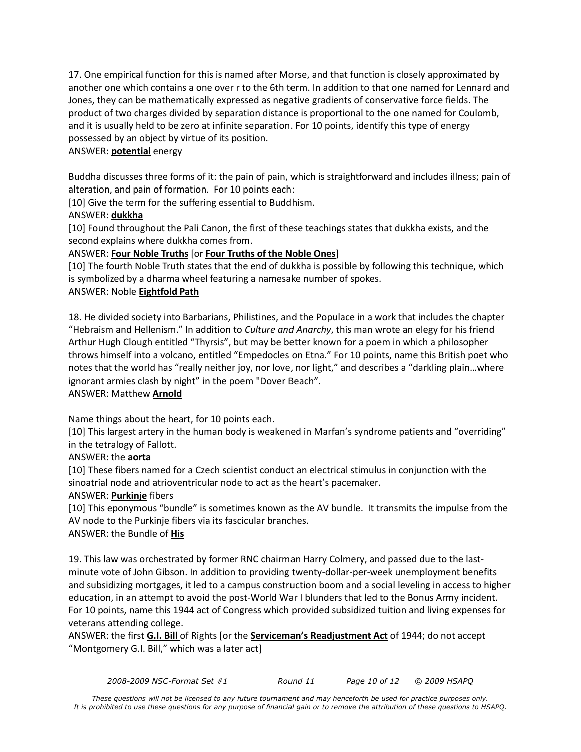17. One empirical function for this is named after Morse, and that function is closely approximated by another one which contains a one over r to the 6th term. In addition to that one named for Lennard and Jones, they can be mathematically expressed as negative gradients of conservative force fields. The product of two charges divided by separation distance is proportional to the one named for Coulomb, and it is usually held to be zero at infinite separation. For 10 points, identify this type of energy possessed by an object by virtue of its position.

ANSWER: **potential** energy

Buddha discusses three forms of it: the pain of pain, which is straightforward and includes illness; pain of alteration, and pain of formation. For 10 points each:

[10] Give the term for the suffering essential to Buddhism.

ANSWER: **dukkha**

[10] Found throughout the Pali Canon, the first of these teachings states that dukkha exists, and the second explains where dukkha comes from.

ANSWER: **Four Noble Truths** [or **Four Truths of the Noble Ones**]

[10] The fourth Noble Truth states that the end of dukkha is possible by following this technique, which is symbolized by a dharma wheel featuring a namesake number of spokes.

ANSWER: Noble **Eightfold Path**

18. He divided society into Barbarians, Philistines, and the Populace in a work that includes the chapter "Hebraism and Hellenism." In addition to *Culture and Anarchy*, this man wrote an elegy for his friend Arthur Hugh Clough entitled "Thyrsis", but may be better known for a poem in which a philosopher throws himself into a volcano, entitled "Empedocles on Etna." For 10 points, name this British poet who notes that the world has "really neither joy, nor love, nor light," and describes a "darkling plain…where ignorant armies clash by night" in the poem "Dover Beach".

ANSWER: Matthew **Arnold**

Name things about the heart, for 10 points each.

[10] This largest artery in the human body is weakened in Marfan's syndrome patients and "overriding" in the tetralogy of Fallott.

ANSWER: the **aorta**

[10] These fibers named for a Czech scientist conduct an electrical stimulus in conjunction with the sinoatrial node and atrioventricular node to act as the heart's pacemaker.

ANSWER: **Purkinje** fibers

[10] This eponymous "bundle" is sometimes known as the AV bundle. It transmits the impulse from the AV node to the Purkinje fibers via its fascicular branches.

ANSWER: the Bundle of **His**

19. This law was orchestrated by former RNC chairman Harry Colmery, and passed due to the last-minute vote of John Gibson. In addition to providing twenty-dollar-per-week unemployment benefits and subsidizing mortgages, it led to a campus construction boom and a social leveling in access to higher education, in an attempt to avoid the post-World War I blunders that led to the Bonus Army incident. For 10 points, name this 1944 act of Congress which provided subsidized tuition and living expenses for veterans attending college.

ANSWER: the first **G.I. Bill** of Rights [or the **Serviceman's Readjustment Act** of 1944; do not accept "Montgomery G.I. Bill," which was a later act]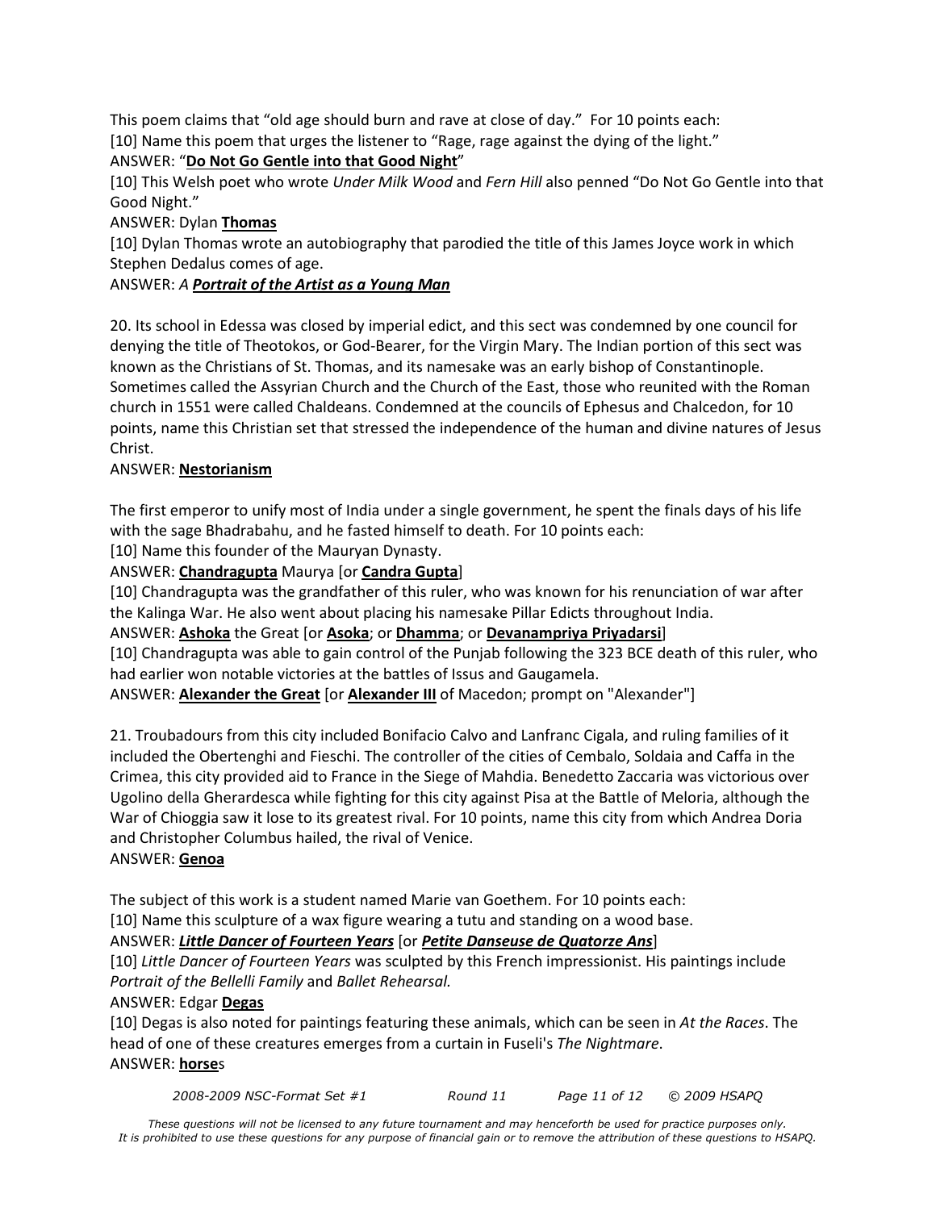This poem claims that "old age should burn and rave at close of day." For 10 points each:

[10] Name this poem that urges the listener to "Rage, rage against the dying of the light."

ANSWER: "**Do Not Go Gentle into that Good Night**"

[10] This Welsh poet who wrote *Under Milk Wood* and *Fern Hill* also penned "Do Not Go Gentle into that Good Night."

ANSWER: Dylan **Thomas**

[10] Dylan Thomas wrote an autobiography that parodied the title of this James Joyce work in which Stephen Dedalus comes of age.

ANSWER: *A **Portrait of the Artist as a Young Man***

20. Its school in Edessa was closed by imperial edict, and this sect was condemned by one council for denying the title of Theotokos, or God-Bearer, for the Virgin Mary. The Indian portion of this sect was known as the Christians of St. Thomas, and its namesake was an early bishop of Constantinople. Sometimes called the Assyrian Church and the Church of the East, those who reunited with the Roman church in 1551 were called Chaldeans. Condemned at the councils of Ephesus and Chalcedon, for 10 points, name this Christian set that stressed the independence of the human and divine natures of Jesus Christ.

ANSWER: **Nestorianism**

The first emperor to unify most of India under a single government, he spent the finals days of his life with the sage Bhadrabahu, and he fasted himself to death. For 10 points each:

[10] Name this founder of the Mauryan Dynasty.

ANSWER: **Chandragupta** Maurya [or **Candra Gupta**]

[10] Chandragupta was the grandfather of this ruler, who was known for his renunciation of war after the Kalinga War. He also went about placing his namesake Pillar Edicts throughout India.

ANSWER: **Ashoka** the Great [or **Asoka**; or **Dhamma**; or **Devanampriya Priyadarsi**]

[10] Chandragupta was able to gain control of the Punjab following the 323 BCE death of this ruler, who had earlier won notable victories at the battles of Issus and Gaugamela.

ANSWER: **Alexander the Great** [or **Alexander III** of Macedon; prompt on "Alexander"]

21. Troubadours from this city included Bonifacio Calvo and Lanfranc Cigala, and ruling families of it included the Obertenghi and Fieschi. The controller of the cities of Cembalo, Soldaia and Caffa in the Crimea, this city provided aid to France in the Siege of Mahdia. Benedetto Zaccaria was victorious over Ugolino della Gherardesca while fighting for this city against Pisa at the Battle of Meloria, although the War of Chioggia saw it lose to its greatest rival. For 10 points, name this city from which Andrea Doria and Christopher Columbus hailed, the rival of Venice.

ANSWER: **Genoa**

The subject of this work is a student named Marie van Goethem. For 10 points each:

[10] Name this sculpture of a wax figure wearing a tutu and standing on a wood base.

ANSWER: ***Little Dancer of Fourteen Years*** [or ***Petite Danseuse de Quatorze Ans***]

[10] *Little Dancer of Fourteen Years* was sculpted by this French impressionist. His paintings include *Portrait of the Bellelli Family* and *Ballet Rehearsal.*

ANSWER: Edgar **Degas**

[10] Degas is also noted for paintings featuring these animals, which can be seen in *At the Races*. The head of one of these creatures emerges from a curtain in Fuseli's *The Nightmare*.

ANSWER: **horse**s

*These questions will not be licensed to any future tournament and may henceforth be used for practice purposes only. It is prohibited to use these questions for any purpose of financial gain or to remove the attribution of these questions to HSAPQ.*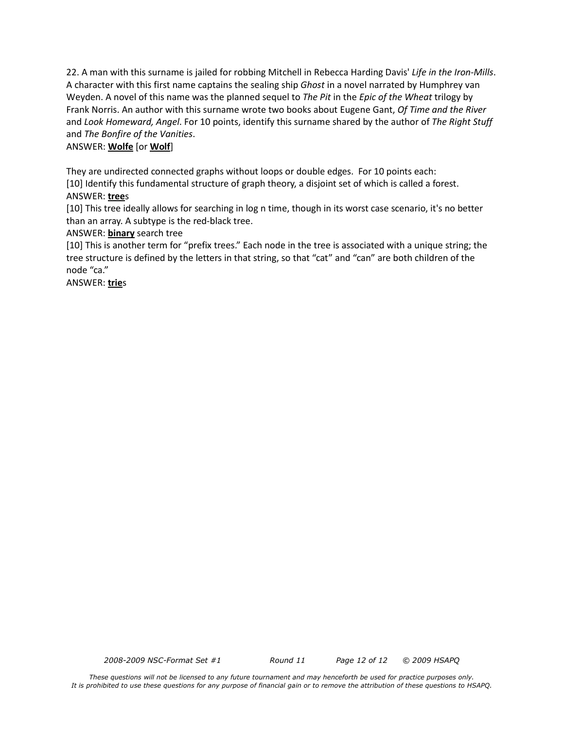22. A man with this surname is jailed for robbing Mitchell in Rebecca Harding Davis' *Life in the Iron-Mills*. A character with this first name captains the sealing ship *Ghost* in a novel narrated by Humphrey van Weyden. A novel of this name was the planned sequel to *The Pit* in the *Epic of the Wheat* trilogy by Frank Norris. An author with this surname wrote two books about Eugene Gant, *Of Time and the River* and *Look Homeward, Angel*. For 10 points, identify this surname shared by the author of *The Right Stuff* and *The Bonfire of the Vanities*.

ANSWER: **<u>Wolfe</u>** [or **<u>Wolf</u>**]

They are undirected connected graphs without loops or double edges. For 10 points each:

[10] Identify this fundamental structure of graph theory, a disjoint set of which is called a forest.

ANSWER: **<u>tree</u>**s

[10] This tree ideally allows for searching in log n time, though in its worst case scenario, it's no better than an array. A subtype is the red-black tree.

ANSWER: **<u>binary</u>** search tree

[10] This is another term for "prefix trees." Each node in the tree is associated with a unique string; the tree structure is defined by the letters in that string, so that "cat" and "can" are both children of the node "ca."

ANSWER: **<u>trie</u>**s

*These questions will not be licensed to any future tournament and may henceforth be used for practice purposes only. It is prohibited to use these questions for any purpose of financial gain or to remove the attribution of these questions to HSAPQ.*